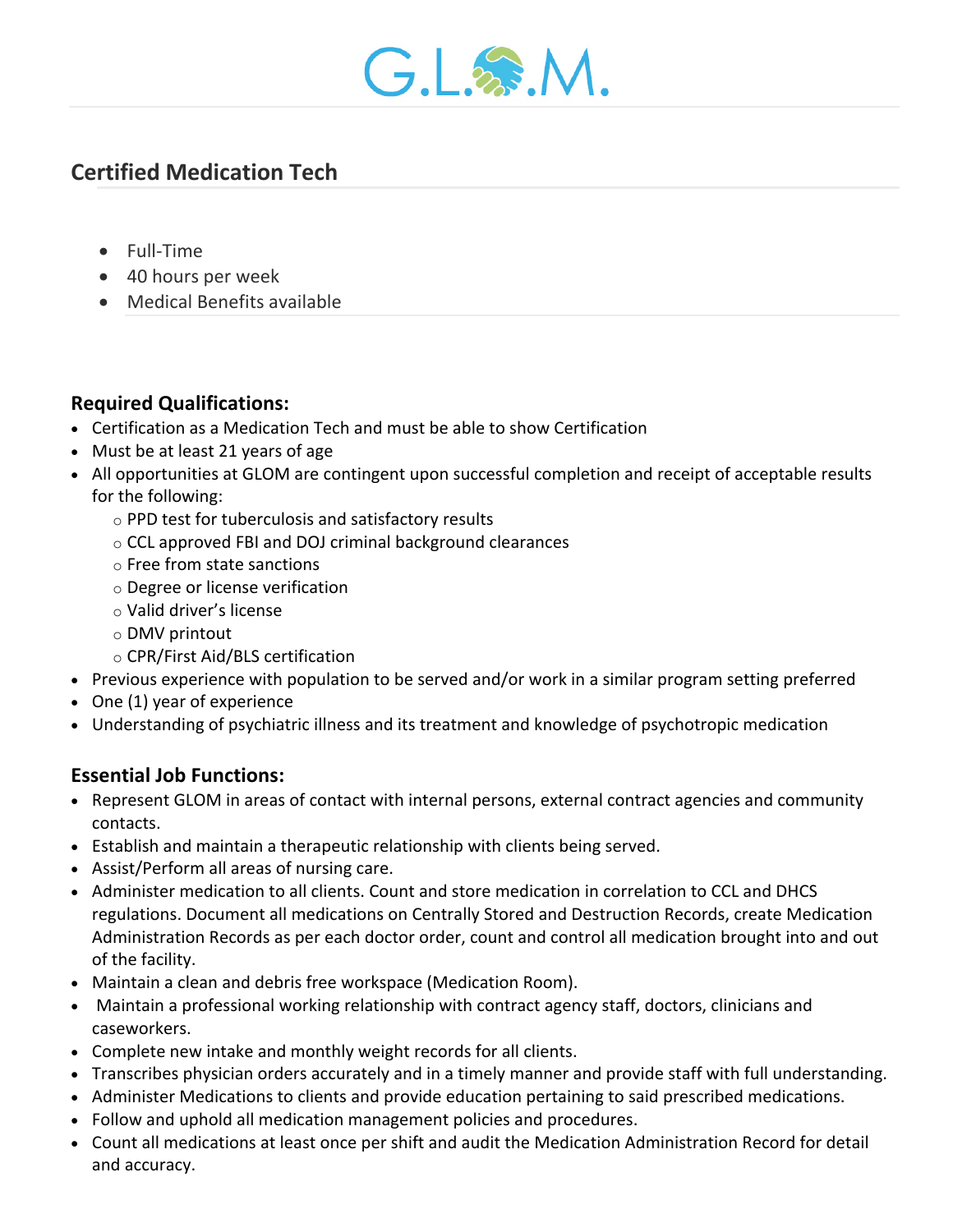# G.L.O.M.

## Certified Medication Tech

- Full-Time
- 40 hours per week
- Medical Benefits available

### Required Qualifications:

- Certification as a Medication Tech and must be able to show Certification
- Must be at least 21 years of age
- All opportunities at GLOM are contingent upon successful completion and receipt of acceptable results for the following:
  - PPD test for tuberculosis and satisfactory results
  - CCL approved FBI and DOJ criminal background clearances
  - Free from state sanctions
  - Degree or license verification
  - Valid driver's license
  - DMV printout
  - CPR/First Aid/BLS certification
- Previous experience with population to be served and/or work in a similar program setting preferred
- One (1) year of experience
- Understanding of psychiatric illness and its treatment and knowledge of psychotropic medication

### Essential Job Functions:

- Represent GLOM in areas of contact with internal persons, external contract agencies and community contacts.
- Establish and maintain a therapeutic relationship with clients being served.
- Assist/Perform all areas of nursing care.
- Administer medication to all clients. Count and store medication in correlation to CCL and DHCS regulations. Document all medications on Centrally Stored and Destruction Records, create Medication Administration Records as per each doctor order, count and control all medication brought into and out of the facility.
- Maintain a clean and debris free workspace (Medication Room).
- Maintain a professional working relationship with contract agency staff, doctors, clinicians and caseworkers.
- Complete new intake and monthly weight records for all clients.
- Transcribes physician orders accurately and in a timely manner and provide staff with full understanding.
- Administer Medications to clients and provide education pertaining to said prescribed medications.
- Follow and uphold all medication management policies and procedures.
- Count all medications at least once per shift and audit the Medication Administration Record for detail and accuracy.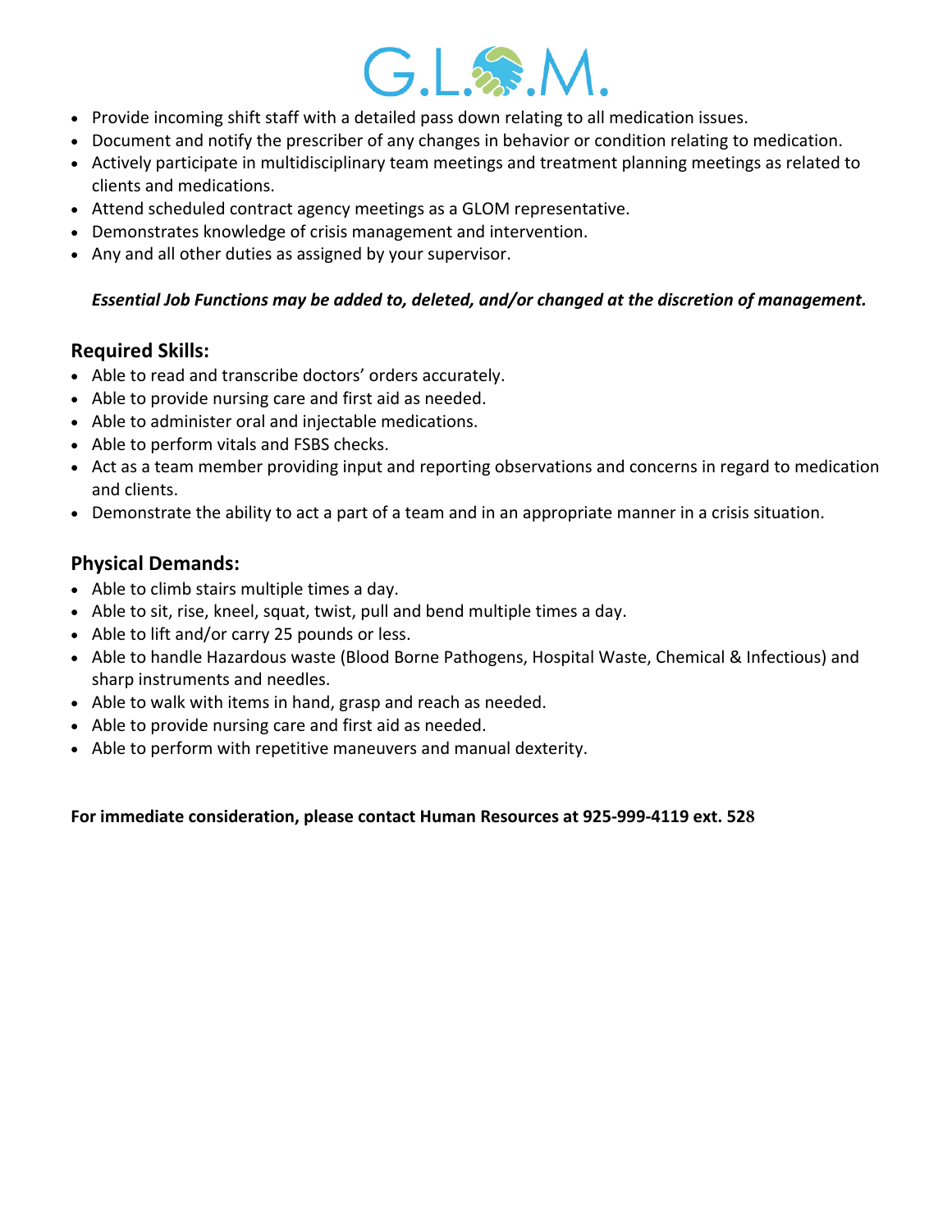- Provide incoming shift staff with a detailed pass down relating to all medication issues.
- Document and notify the prescriber of any changes in behavior or condition relating to medication.
- Actively participate in multidisciplinary team meetings and treatment planning meetings as related to clients and medications.
- Attend scheduled contract agency meetings as a GLOM representative.
- Demonstrates knowledge of crisis management and intervention.
- Any and all other duties as assigned by your supervisor.

***Essential Job Functions may be added to, deleted, and/or changed at the discretion of management.***

## Required Skills:

- Able to read and transcribe doctors' orders accurately.
- Able to provide nursing care and first aid as needed.
- Able to administer oral and injectable medications.
- Able to perform vitals and FSBS checks.
- Act as a team member providing input and reporting observations and concerns in regard to medication and clients.
- Demonstrate the ability to act a part of a team and in an appropriate manner in a crisis situation.

## Physical Demands:

- Able to climb stairs multiple times a day.
- Able to sit, rise, kneel, squat, twist, pull and bend multiple times a day.
- Able to lift and/or carry 25 pounds or less.
- Able to handle Hazardous waste (Blood Borne Pathogens, Hospital Waste, Chemical & Infectious) and sharp instruments and needles.
- Able to walk with items in hand, grasp and reach as needed.
- Able to provide nursing care and first aid as needed.
- Able to perform with repetitive maneuvers and manual dexterity.

**For immediate consideration, please contact Human Resources at 925-999-4119 ext. 528**